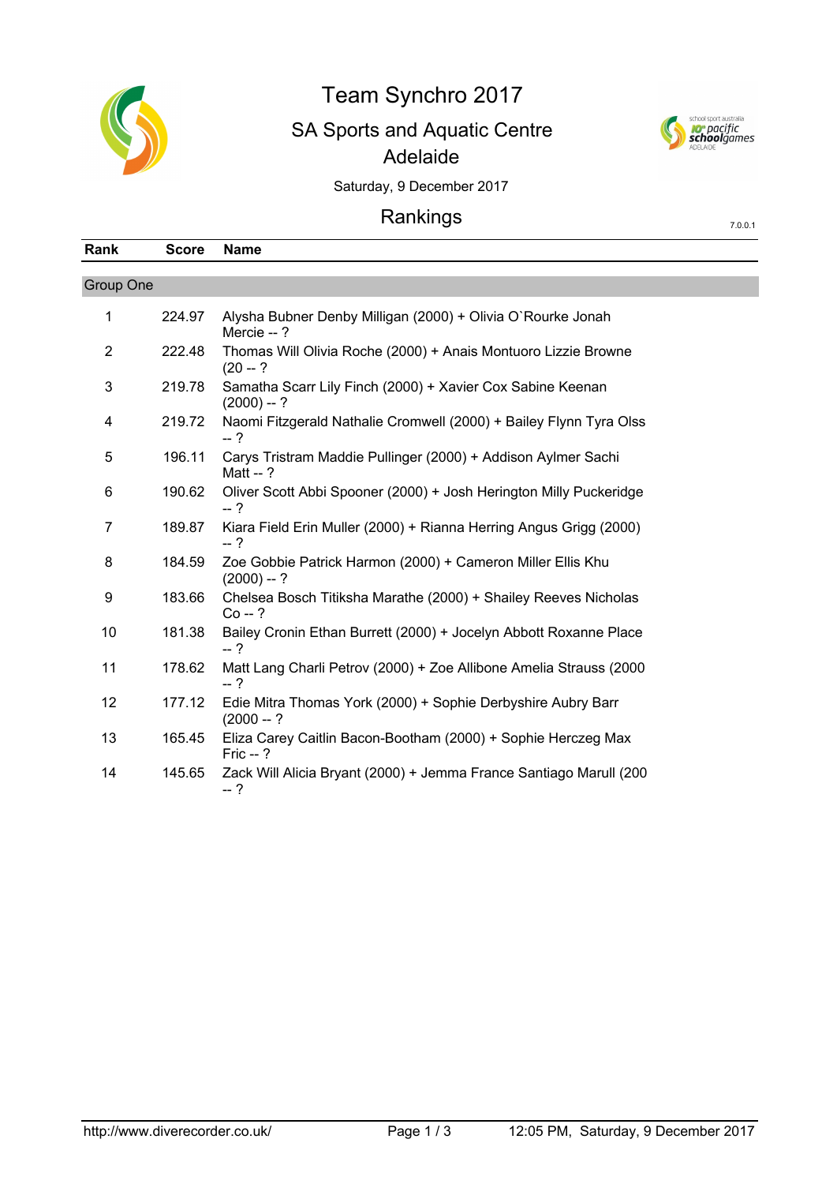# Team Synchro 2017

## SA Sports and Aquatic Centre
## Adelaide

Saturday, 9 December 2017

## Rankings

7.0.0.1

| Rank | Score | Name |
|---|---|---|
| **Group One** | | |
| 1 | 224.97 | Alysha Bubner Denby Milligan (2000) + Olivia O`Rourke Jonah Mercie -- ? |
| 2 | 222.48 | Thomas Will Olivia Roche (2000) + Anais Montuoro Lizzie Browne (20 -- ? |
| 3 | 219.78 | Samatha Scarr Lily Finch (2000) + Xavier Cox Sabine Keenan (2000) -- ? |
| 4 | 219.72 | Naomi Fitzgerald Nathalie Cromwell (2000) + Bailey Flynn Tyra Olss -- ? |
| 5 | 196.11 | Carys Tristram Maddie Pullinger (2000) + Addison Aylmer Sachi Matt -- ? |
| 6 | 190.62 | Oliver Scott Abbi Spooner (2000) + Josh Herington Milly Puckeridge -- ? |
| 7 | 189.87 | Kiara Field Erin Muller (2000) + Rianna Herring Angus Grigg (2000) -- ? |
| 8 | 184.59 | Zoe Gobbie Patrick Harmon (2000) + Cameron Miller Ellis Khu (2000) -- ? |
| 9 | 183.66 | Chelsea Bosch Titiksha Marathe (2000) + Shailey Reeves Nicholas Co -- ? |
| 10 | 181.38 | Bailey Cronin Ethan Burrett (2000) + Jocelyn Abbott Roxanne Place -- ? |
| 11 | 178.62 | Matt Lang Charli Petrov (2000) + Zoe Allibone Amelia Strauss (2000 -- ? |
| 12 | 177.12 | Edie Mitra Thomas York (2000) + Sophie Derbyshire Aubry Barr (2000 -- ? |
| 13 | 165.45 | Eliza Carey Caitlin Bacon-Bootham (2000) + Sophie Herczeg Max Fric -- ? |
| 14 | 145.65 | Zack Will Alicia Bryant (2000) + Jemma France Santiago Marull (200 -- ? |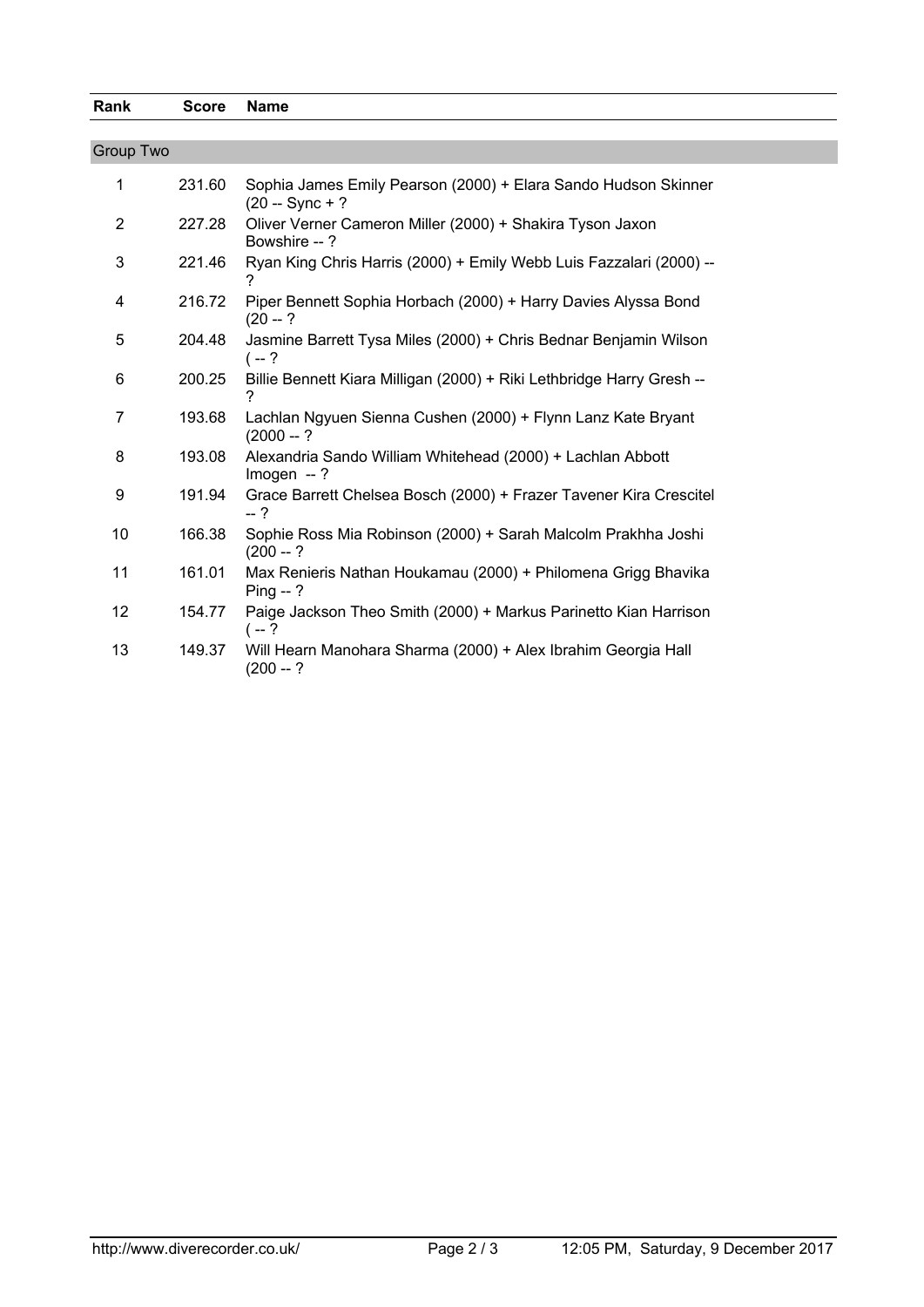| Rank | Score | Name |
|---|---|---|
| **Group Two** | | |
| 1 | 231.60 | Sophia James Emily Pearson (2000) + Elara Sando Hudson Skinner (20 -- Sync + ? |
| 2 | 227.28 | Oliver Verner Cameron Miller (2000) + Shakira Tyson Jaxon Bowshire -- ? |
| 3 | 221.46 | Ryan King Chris Harris (2000) + Emily Webb Luis Fazzalari (2000) -- ? |
| 4 | 216.72 | Piper Bennett Sophia Horbach (2000) + Harry Davies Alyssa Bond (20 -- ? |
| 5 | 204.48 | Jasmine Barrett Tysa Miles (2000) + Chris Bednar Benjamin Wilson ( -- ? |
| 6 | 200.25 | Billie Bennett Kiara Milligan (2000) + Riki Lethbridge Harry Gresh -- ? |
| 7 | 193.68 | Lachlan Ngyuen Sienna Cushen (2000) + Flynn Lanz Kate Bryant (2000 -- ? |
| 8 | 193.08 | Alexandria Sando William Whitehead (2000) + Lachlan Abbott Imogen -- ? |
| 9 | 191.94 | Grace Barrett Chelsea Bosch (2000) + Frazer Tavener Kira Crescitel -- ? |
| 10 | 166.38 | Sophie Ross Mia Robinson (2000) + Sarah Malcolm Prakhha Joshi (200 -- ? |
| 11 | 161.01 | Max Renieris Nathan Houkamau (2000) + Philomena Grigg Bhavika Ping -- ? |
| 12 | 154.77 | Paige Jackson Theo Smith (2000) + Markus Parinetto Kian Harrison ( -- ? |
| 13 | 149.37 | Will Hearn Manohara Sharma (2000) + Alex Ibrahim Georgia Hall (200 -- ? |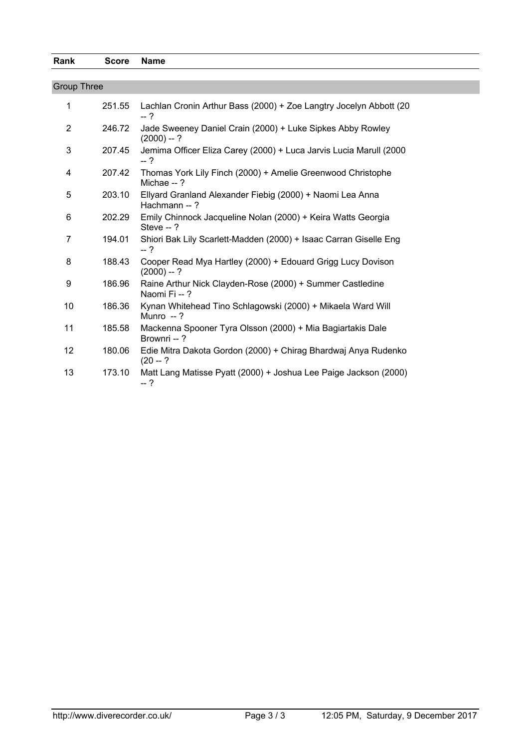| Rank | Score | Name |
|---|---|---|
| **Group Three** | | |
| 1 | 251.55 | Lachlan Cronin Arthur Bass (2000) + Zoe Langtry Jocelyn Abbott (20 -- ? |
| 2 | 246.72 | Jade Sweeney Daniel Crain (2000) + Luke Sipkes Abby Rowley (2000) -- ? |
| 3 | 207.45 | Jemima Officer Eliza Carey (2000) + Luca Jarvis Lucia Marull (2000 -- ? |
| 4 | 207.42 | Thomas York Lily Finch (2000) + Amelie Greenwood Christophe Michae -- ? |
| 5 | 203.10 | Ellyard Granland Alexander Fiebig (2000) + Naomi Lea Anna Hachmann -- ? |
| 6 | 202.29 | Emily Chinnock Jacqueline Nolan (2000) + Keira Watts Georgia Steve -- ? |
| 7 | 194.01 | Shiori Bak Lily Scarlett-Madden (2000) + Isaac Carran Giselle Eng -- ? |
| 8 | 188.43 | Cooper Read Mya Hartley (2000) + Edouard Grigg Lucy Dovison (2000) -- ? |
| 9 | 186.96 | Raine Arthur Nick Clayden-Rose (2000) + Summer Castledine Naomi Fi -- ? |
| 10 | 186.36 | Kynan Whitehead Tino Schlagowski (2000) + Mikaela Ward Will Munro -- ? |
| 11 | 185.58 | Mackenna Spooner Tyra Olsson (2000) + Mia Bagiartakis Dale Brownri -- ? |
| 12 | 180.06 | Edie Mitra Dakota Gordon (2000) + Chirag Bhardwaj Anya Rudenko (20 -- ? |
| 13 | 173.10 | Matt Lang Matisse Pyatt (2000) + Joshua Lee Paige Jackson (2000) -- ? |